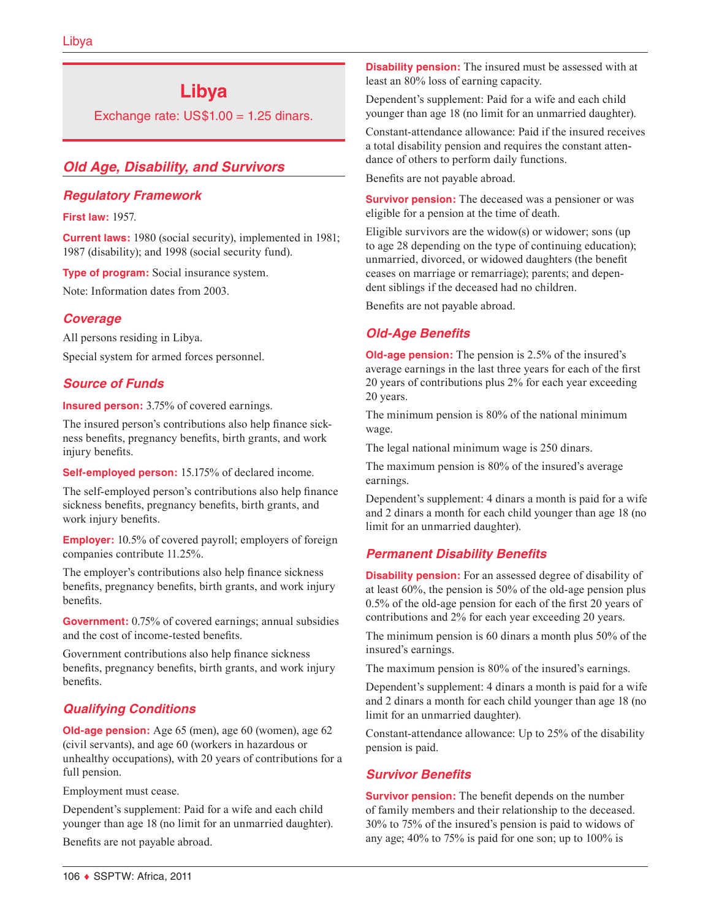# Libya

Exchange rate: US$1.00 = 1.25 dinars.

## Old Age, Disability, and Survivors

### Regulatory Framework

**First law:** 1957.

**Current laws:** 1980 (social security), implemented in 1981; 1987 (disability); and 1998 (social security fund).

**Type of program:** Social insurance system.

Note: Information dates from 2003.

### Coverage

All persons residing in Libya.

Special system for armed forces personnel.

### Source of Funds

**Insured person:** 3.75% of covered earnings.

The insured person's contributions also help finance sickness benefits, pregnancy benefits, birth grants, and work injury benefits.

**Self-employed person:** 15.175% of declared income.

The self-employed person's contributions also help finance sickness benefits, pregnancy benefits, birth grants, and work injury benefits.

**Employer:** 10.5% of covered payroll; employers of foreign companies contribute 11.25%.

The employer's contributions also help finance sickness benefits, pregnancy benefits, birth grants, and work injury benefits.

**Government:** 0.75% of covered earnings; annual subsidies and the cost of income-tested benefits.

Government contributions also help finance sickness benefits, pregnancy benefits, birth grants, and work injury benefits.

### Qualifying Conditions

**Old-age pension:** Age 65 (men), age 60 (women), age 62 (civil servants), and age 60 (workers in hazardous or unhealthy occupations), with 20 years of contributions for a full pension.

Employment must cease.

Dependent's supplement: Paid for a wife and each child younger than age 18 (no limit for an unmarried daughter).

Benefits are not payable abroad.

**Disability pension:** The insured must be assessed with at least an 80% loss of earning capacity.

Dependent's supplement: Paid for a wife and each child younger than age 18 (no limit for an unmarried daughter).

Constant-attendance allowance: Paid if the insured receives a total disability pension and requires the constant attendance of others to perform daily functions.

Benefits are not payable abroad.

**Survivor pension:** The deceased was a pensioner or was eligible for a pension at the time of death.

Eligible survivors are the widow(s) or widower; sons (up to age 28 depending on the type of continuing education); unmarried, divorced, or widowed daughters (the benefit ceases on marriage or remarriage); parents; and dependent siblings if the deceased had no children.

Benefits are not payable abroad.

### Old-Age Benefits

**Old-age pension:** The pension is 2.5% of the insured's average earnings in the last three years for each of the first 20 years of contributions plus 2% for each year exceeding 20 years.

The minimum pension is 80% of the national minimum wage.

The legal national minimum wage is 250 dinars.

The maximum pension is 80% of the insured's average earnings.

Dependent's supplement: 4 dinars a month is paid for a wife and 2 dinars a month for each child younger than age 18 (no limit for an unmarried daughter).

### Permanent Disability Benefits

**Disability pension:** For an assessed degree of disability of at least 60%, the pension is 50% of the old-age pension plus 0.5% of the old-age pension for each of the first 20 years of contributions and 2% for each year exceeding 20 years.

The minimum pension is 60 dinars a month plus 50% of the insured's earnings.

The maximum pension is 80% of the insured's earnings.

Dependent's supplement: 4 dinars a month is paid for a wife and 2 dinars a month for each child younger than age 18 (no limit for an unmarried daughter).

Constant-attendance allowance: Up to 25% of the disability pension is paid.

### Survivor Benefits

**Survivor pension:** The benefit depends on the number of family members and their relationship to the deceased. 30% to 75% of the insured's pension is paid to widows of any age; 40% to 75% is paid for one son; up to 100% is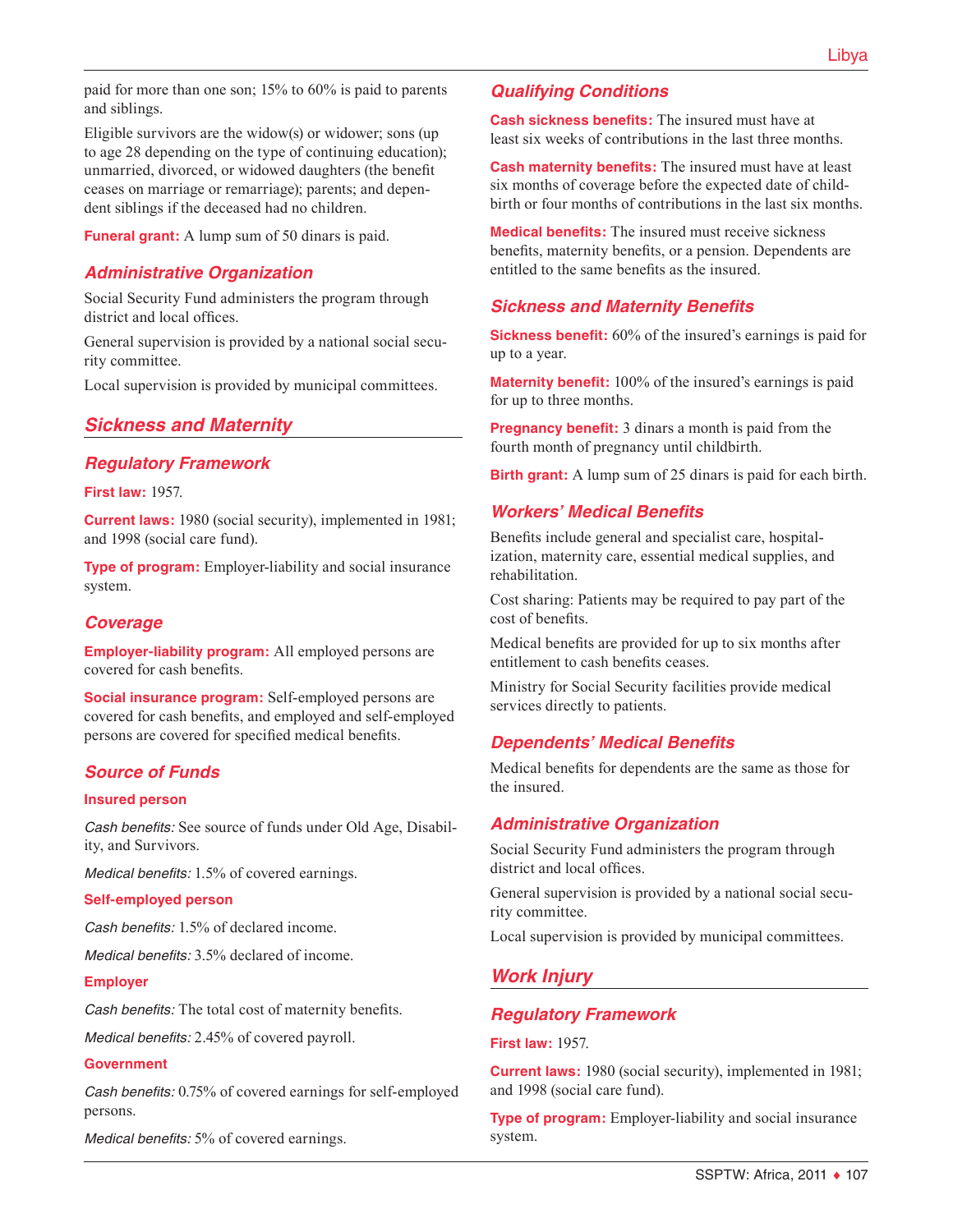paid for more than one son; 15% to 60% is paid to parents and siblings.

Eligible survivors are the widow(s) or widower; sons (up to age 28 depending on the type of continuing education); unmarried, divorced, or widowed daughters (the benefit ceases on marriage or remarriage); parents; and dependent siblings if the deceased had no children.

**Funeral grant:** A lump sum of 50 dinars is paid.

### Administrative Organization

Social Security Fund administers the program through district and local offices.

General supervision is provided by a national social security committee.

Local supervision is provided by municipal committees.

## Sickness and Maternity

### Regulatory Framework

**First law:** 1957.

**Current laws:** 1980 (social security), implemented in 1981; and 1998 (social care fund).

**Type of program:** Employer-liability and social insurance system.

### Coverage

**Employer-liability program:** All employed persons are covered for cash benefits.

**Social insurance program:** Self-employed persons are covered for cash benefits, and employed and self-employed persons are covered for specified medical benefits.

### Source of Funds

**Insured person**

*Cash benefits:* See source of funds under Old Age, Disability, and Survivors.

*Medical benefits:* 1.5% of covered earnings.

**Self-employed person**

*Cash benefits:* 1.5% of declared income.

*Medical benefits:* 3.5% declared of income.

**Employer**

*Cash benefits:* The total cost of maternity benefits.

*Medical benefits:* 2.45% of covered payroll.

**Government**

*Cash benefits:* 0.75% of covered earnings for self-employed persons.

*Medical benefits:* 5% of covered earnings.

### Qualifying Conditions

**Cash sickness benefits:** The insured must have at least six weeks of contributions in the last three months.

**Cash maternity benefits:** The insured must have at least six months of coverage before the expected date of childbirth or four months of contributions in the last six months.

**Medical benefits:** The insured must receive sickness benefits, maternity benefits, or a pension. Dependents are entitled to the same benefits as the insured.

### Sickness and Maternity Benefits

**Sickness benefit:** 60% of the insured's earnings is paid for up to a year.

**Maternity benefit:** 100% of the insured's earnings is paid for up to three months.

**Pregnancy benefit:** 3 dinars a month is paid from the fourth month of pregnancy until childbirth.

**Birth grant:** A lump sum of 25 dinars is paid for each birth.

### Workers' Medical Benefits

Benefits include general and specialist care, hospitalization, maternity care, essential medical supplies, and rehabilitation.

Cost sharing: Patients may be required to pay part of the cost of benefits.

Medical benefits are provided for up to six months after entitlement to cash benefits ceases.

Ministry for Social Security facilities provide medical services directly to patients.

### Dependents' Medical Benefits

Medical benefits for dependents are the same as those for the insured.

### Administrative Organization

Social Security Fund administers the program through district and local offices.

General supervision is provided by a national social security committee.

Local supervision is provided by municipal committees.

## Work Injury

### Regulatory Framework

**First law:** 1957.

**Current laws:** 1980 (social security), implemented in 1981; and 1998 (social care fund).

**Type of program:** Employer-liability and social insurance system.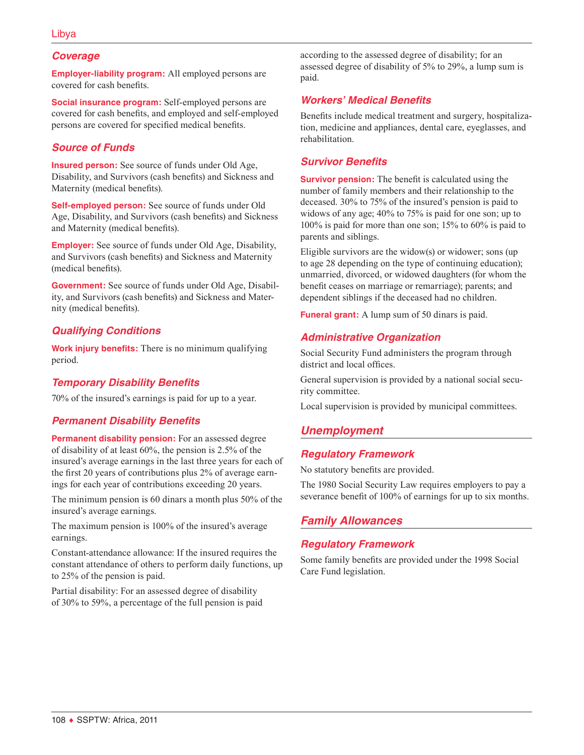### Coverage

**Employer-liability program:** All employed persons are covered for cash benefits.

**Social insurance program:** Self-employed persons are covered for cash benefits, and employed and self-employed persons are covered for specified medical benefits.

### Source of Funds

**Insured person:** See source of funds under Old Age, Disability, and Survivors (cash benefits) and Sickness and Maternity (medical benefits).

**Self-employed person:** See source of funds under Old Age, Disability, and Survivors (cash benefits) and Sickness and Maternity (medical benefits).

**Employer:** See source of funds under Old Age, Disability, and Survivors (cash benefits) and Sickness and Maternity (medical benefits).

**Government:** See source of funds under Old Age, Disability, and Survivors (cash benefits) and Sickness and Maternity (medical benefits).

### Qualifying Conditions

**Work injury benefits:** There is no minimum qualifying period.

### Temporary Disability Benefits

70% of the insured's earnings is paid for up to a year.

### Permanent Disability Benefits

**Permanent disability pension:** For an assessed degree of disability of at least 60%, the pension is 2.5% of the insured's average earnings in the last three years for each of the first 20 years of contributions plus 2% of average earnings for each year of contributions exceeding 20 years.

The minimum pension is 60 dinars a month plus 50% of the insured's average earnings.

The maximum pension is 100% of the insured's average earnings.

Constant-attendance allowance: If the insured requires the constant attendance of others to perform daily functions, up to 25% of the pension is paid.

Partial disability: For an assessed degree of disability of 30% to 59%, a percentage of the full pension is paid according to the assessed degree of disability; for an assessed degree of disability of 5% to 29%, a lump sum is paid.

### Workers' Medical Benefits

Benefits include medical treatment and surgery, hospitalization, medicine and appliances, dental care, eyeglasses, and rehabilitation.

### Survivor Benefits

**Survivor pension:** The benefit is calculated using the number of family members and their relationship to the deceased. 30% to 75% of the insured's pension is paid to widows of any age; 40% to 75% is paid for one son; up to 100% is paid for more than one son; 15% to 60% is paid to parents and siblings.

Eligible survivors are the widow(s) or widower; sons (up to age 28 depending on the type of continuing education); unmarried, divorced, or widowed daughters (for whom the benefit ceases on marriage or remarriage); parents; and dependent siblings if the deceased had no children.

**Funeral grant:** A lump sum of 50 dinars is paid.

### Administrative Organization

Social Security Fund administers the program through district and local offices.

General supervision is provided by a national social security committee.

Local supervision is provided by municipal committees.

## Unemployment

### Regulatory Framework

No statutory benefits are provided.

The 1980 Social Security Law requires employers to pay a severance benefit of 100% of earnings for up to six months.

## Family Allowances

### Regulatory Framework

Some family benefits are provided under the 1998 Social Care Fund legislation.